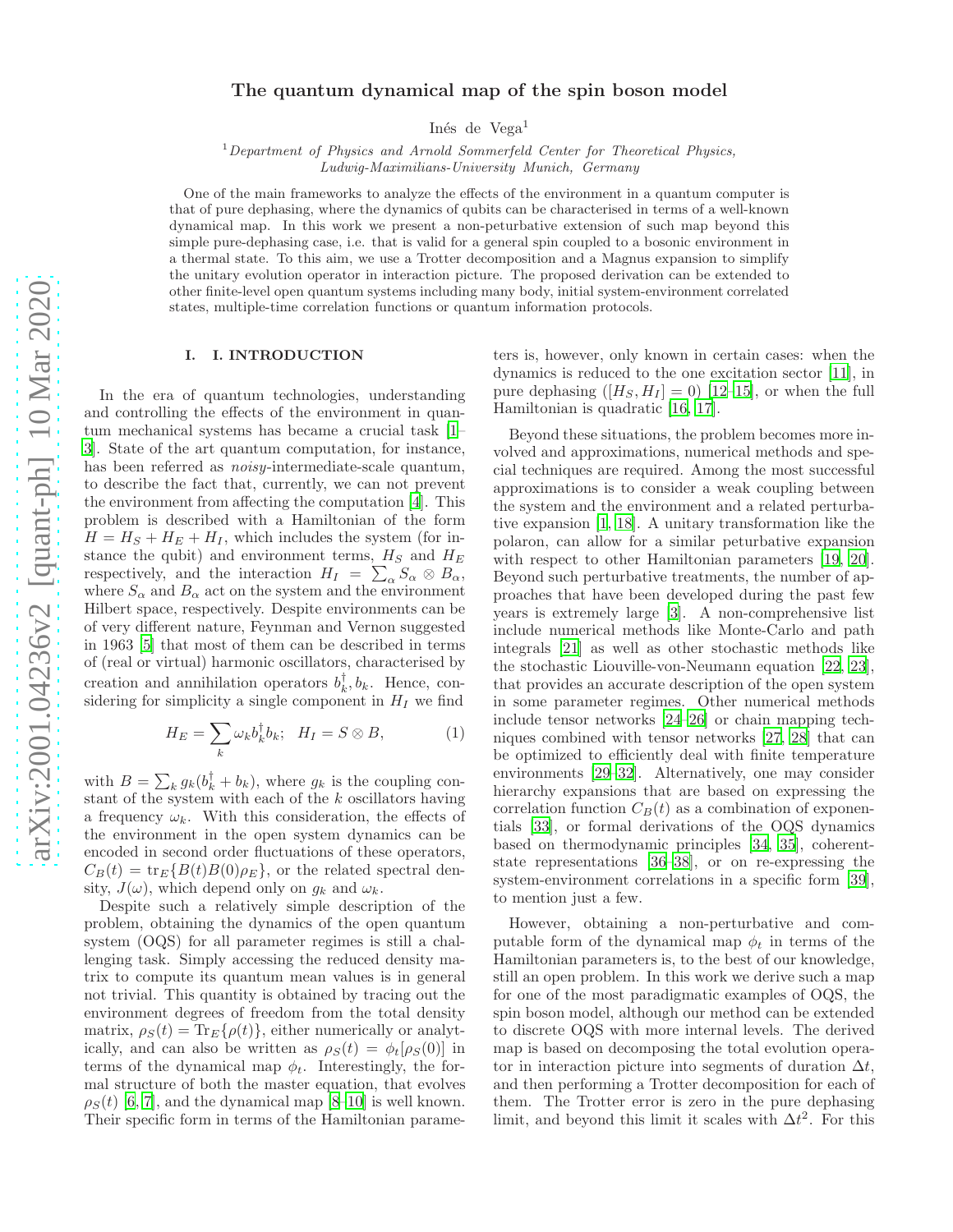# The quantum dynamical map of the spin boson model

Inés de Vega[1]

[1] *Department of Physics and Arnold Sommerfeld Center for Theoretical Physics, Ludwig-Maximilians-University Munich, Germany*

One of the main frameworks to analyze the effects of the environment in a quantum computer is that of pure dephasing, where the dynamics of qubits can be characterised in terms of a well-known dynamical map. In this work we present a non-peturbative extension of such map beyond this simple pure-dephasing case, i.e. that is valid for a general spin coupled to a bosonic environment in a thermal state. To this aim, we use a Trotter decomposition and a Magnus expansion to simplify the unitary evolution operator in interaction picture. The proposed derivation can be extended to other finite-level open quantum systems including many body, initial system-environment correlated states, multiple-time correlation functions or quantum information protocols.

## I. I. INTRODUCTION

In the era of quantum technologies, understanding and controlling the effects of the environment in quantum mechanical systems has became a crucial task [1–3]. State of the art quantum computation, for instance, has been referred as *noisy*-intermediate-scale quantum, to describe the fact that, currently, we can not prevent the environment from affecting the computation [4]. This problem is described with a Hamiltonian of the form $H = H_S + H_E + H_I$, which includes the system (for instance the qubit) and environment terms, $H_S$ and $H_E$ respectively, and the interaction $H_I = \sum_\alpha S_\alpha \otimes B_\alpha$, where $S_\alpha$ and $B_\alpha$ act on the system and the environment Hilbert space, respectively. Despite environments can be of very different nature, Feynman and Vernon suggested in 1963 [5] that most of them can be described in terms of (real or virtual) harmonic oscillators, characterised by creation and annihilation operators $b_k^\dagger, b_k$. Hence, considering for simplicity a single component in $H_I$ we find

$$H_E = \sum_k \omega_k b_k^\dagger b_k; \quad H_I = S \otimes B, \tag{1}$$

with $B = \sum_k g_k(b_k^\dagger + b_k)$, where $g_k$ is the coupling constant of the system with each of the $k$ oscillators having a frequency $\omega_k$. With this consideration, the effects of the environment in the open system dynamics can be encoded in second order fluctuations of these operators, $C_B(t) = \text{tr}_E\{B(t)B(0)\rho_E\}$, or the related spectral density, $J(\omega)$, which depend only on $g_k$ and $\omega_k$.

Despite such a relatively simple description of the problem, obtaining the dynamics of the open quantum system (OQS) for all parameter regimes is still a challenging task. Simply accessing the reduced density matrix to compute its quantum mean values is in general not trivial. This quantity is obtained by tracing out the environment degrees of freedom from the total density matrix, $\rho_S(t) = \text{Tr}_E\{\rho(t)\}$, either numerically or analytically, and can also be written as $\rho_S(t) = \phi_t[\rho_S(0)]$ in terms of the dynamical map $\phi_t$. Interestingly, the formal structure of both the master equation, that evolves $\rho_S(t)$ [6, 7], and the dynamical map [8–10] is well known. Their specific form in terms of the Hamiltonian parameters is, however, only known in certain cases: when the dynamics is reduced to the one excitation sector [11], in pure dephasing ($[H_S, H_I] = 0$) [12–15], or when the full Hamiltonian is quadratic [16, 17].

Beyond these situations, the problem becomes more involved and approximations, numerical methods and special techniques are required. Among the most successful approximations is to consider a weak coupling between the system and the environment and a related perturbative expansion [1, 18]. A unitary transformation like the polaron, can allow for a similar peturbative expansion with respect to other Hamiltonian parameters [19, 20]. Beyond such perturbative treatments, the number of approaches that have been developed during the past few years is extremely large [3]. A non-comprehensive list include numerical methods like Monte-Carlo and path integrals [21] as well as other stochastic methods like the stochastic Liouville-von-Neumann equation [22, 23], that provides an accurate description of the open system in some parameter regimes. Other numerical methods include tensor networks [24–26] or chain mapping techniques combined with tensor networks [27, 28] that can be optimized to efficiently deal with finite temperature environments [29–32]. Alternatively, one may consider hierarchy expansions that are based on expressing the correlation function $C_B(t)$ as a combination of exponentials [33], or formal derivations of the OQS dynamics based on thermodynamic principles [34, 35], coherent-state representations [36–38], or on re-expressing the system-environment correlations in a specific form [39], to mention just a few.

However, obtaining a non-perturbative and computable form of the dynamical map $\phi_t$ in terms of the Hamiltonian parameters is, to the best of our knowledge, still an open problem. In this work we derive such a map for one of the most paradigmatic examples of OQS, the spin boson model, although our method can be extended to discrete OQS with more internal levels. The derived map is based on decomposing the total evolution operator in interaction picture into segments of duration $\Delta t$, and then performing a Trotter decomposition for each of them. The Trotter error is zero in the pure dephasing limit, and beyond this limit it scales with $\Delta t^2$. For this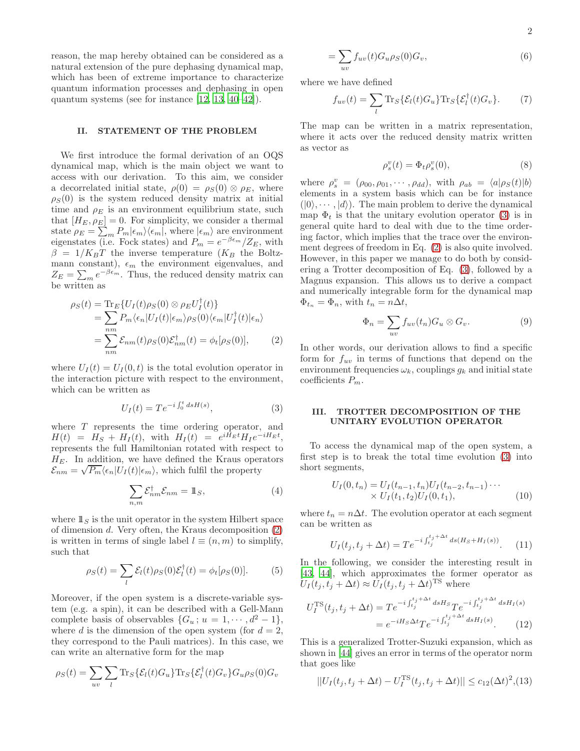reason, the map hereby obtained can be considered as a natural extension of the pure dephasing dynamical map, which has been of extreme importance to characterize quantum information processes and dephasing in open quantum systems (see for instance [12, 13, 40–42]).

## II. STATEMENT OF THE PROBLEM

We first introduce the formal derivation of an OQS dynamical map, which is the main object we want to access with our derivation. To this aim, we consider a decorrelated initial state, $\rho(0) = \rho_S(0) \otimes \rho_E$, where $\rho_S(0)$ is the system reduced density matrix at initial time and $\rho_E$ is an environment equilibrium state, such that $[H_E, \rho_E] = 0$. For simplicity, we consider a thermal state $\rho_E = \sum_m P_m |\epsilon_m\rangle\langle\epsilon_m|$, where $|\epsilon_m\rangle$ are environment eigenstates (i.e. Fock states) and $P_m = e^{-\beta\epsilon_m}/Z_E$, with $\beta = 1/K_B T$ the inverse temperature ($K_B$ the Boltzmann constant), $\epsilon_m$ the environment eigenvalues, and $Z_E = \sum_m e^{-\beta\epsilon_m}$. Thus, the reduced density matrix can be written as

$$
\begin{aligned}
\rho_S(t) &= \mathrm{Tr}_E\{U_I(t)\rho_S(0) \otimes \rho_E U_I^\dagger(t)\} \\
&= \sum_{nm} P_m \langle\epsilon_n|U_I(t)|\epsilon_m\rangle\rho_S(0)\langle\epsilon_m|U_I^\dagger(t)|\epsilon_n\rangle \\
&= \sum_{nm} \mathcal{E}_{nm}(t)\rho_S(0)\mathcal{E}_{nm}^\dagger(t) = \phi_t[\rho_S(0)], \qquad (2)
\end{aligned}
$$

where $U_I(t) = U_I(0,t)$ is the total evolution operator in the interaction picture with respect to the environment, which can be written as

$$
U_I(t) = T e^{-i\int_0^t ds H(s)}, \qquad (3)
$$

where $T$ represents the time ordering operator, and $H(t) = H_S + H_I(t)$, with $H_I(t) = e^{iH_E t} H_I e^{-iH_E t}$, represents the full Hamiltonian rotated with respect to $H_E$. In addition, we have defined the Kraus operators $\mathcal{E}_{nm} = \sqrt{P_m}\langle\epsilon_n|U_I(t)|\epsilon_m\rangle$, which fulfil the property

$$
\sum_{n,m} \mathcal{E}_{nm}^\dagger \mathcal{E}_{nm} = \mathbb{1}_S, \qquad (4)
$$

where $\mathbb{1}_S$ is the unit operator in the system Hilbert space of dimension $d$. Very often, the Kraus decomposition (2) is written in terms of single label $l \equiv (n,m)$ to simplify, such that

$$
\rho_S(t) = \sum_l \mathcal{E}_l(t)\rho_S(0)\mathcal{E}_l^\dagger(t) = \phi_t[\rho_S(0)]. \qquad (5)
$$

Moreover, if the open system is a discrete-variable system (e.g. a spin), it can be described with a Gell-Mann complete basis of observables $\{G_u\,;\, u = 1, \cdots, d^2-1\}$, where $d$ is the dimension of the open system (for $d = 2$, they correspond to the Pauli matrices). In this case, we can write an alternative form for the map

$$
\begin{aligned}
\rho_S(t) &= \sum_{uv}\sum_l \mathrm{Tr}_S\{\mathcal{E}_l(t)G_u\}\mathrm{Tr}_S\{\mathcal{E}_l^\dagger(t)G_v\}G_u\rho_S(0)G_v \\
&= \sum_{uv} f_{uv}(t)G_u\rho_S(0)G_v, \qquad (6)
\end{aligned}
$$

where we have defined

$$
f_{uv}(t) = \sum_l \mathrm{Tr}_S\{\mathcal{E}_l(t)G_u\}\mathrm{Tr}_S\{\mathcal{E}_l^\dagger(t)G_v\}. \qquad (7)
$$

The map can be written in a matrix representation, where it acts over the reduced density matrix written as vector as

$$
\rho_s^v(t) = \Phi_t \rho_s^v(0), \qquad (8)
$$

where $\rho_s^v = (\rho_{00}, \rho_{01}, \cdots, \rho_{dd})$, with $\rho_{ab} = \langle a|\rho_S(t)|b\rangle$ elements in a system basis which can be for instance $(|0\rangle, \cdots, |d\rangle)$. The main problem to derive the dynamical map $\Phi_t$ is that the unitary evolution operator (3) is in general quite hard to deal with due to the time ordering factor, which implies that the trace over the environment degrees of freedom in Eq. (2) is also quite involved. However, in this paper we manage to do both by considering a Trotter decomposition of Eq. (3), followed by a Magnus expansion. This allows us to derive a compact and numerically integrable form for the dynamical map $\Phi_{t_n} = \Phi_n$, with $t_n = n\Delta t$,

$$
\Phi_n = \sum_{uv} f_{uv}(t_n)G_u \otimes G_v. \qquad (9)
$$

In other words, our derivation allows to find a specific form for $f_{uv}$ in terms of functions that depend on the environment frequencies $\omega_k$, couplings $g_k$ and initial state coefficients $P_m$.

## III. TROTTER DECOMPOSITION OF THE UNITARY EVOLUTION OPERATOR

To access the dynamical map of the open system, a first step is to break the total time evolution (3) into short segments,

$$
\begin{aligned}
U_I(0,t_n) = U_I(t_{n-1},t_n)U_I(t_{n-2},t_{n-1})\cdots \\
\times U_I(t_1,t_2)U_I(0,t_1), \qquad (10)
\end{aligned}
$$

where $t_n = n\Delta t$. The evolution operator at each segment can be written as

$$
U_I(t_j, t_j+\Delta t) = T e^{-i\int_{t_j}^{t_j+\Delta t} ds(H_S + H_I(s))}. \qquad (11)
$$

In the following, we consider the interesting result in [43, 44], which approximates the former operator as $U_I(t_j, t_j+\Delta t) \approx U_I(t_j, t_j+\Delta t)^{\mathrm{TS}}$ where

$$
\begin{aligned}
U_I^{\mathrm{TS}}(t_j, t_j+\Delta t) &= T e^{-i\int_{t_j}^{t_j+\Delta t} ds H_S} T e^{-i\int_{t_j}^{t_j+\Delta t} ds H_I(s)} \\
&= e^{-iH_S\Delta t} T e^{-i\int_{t_j}^{t_j+\Delta t} ds H_I(s)}. \qquad (12)
\end{aligned}
$$

This is a generalized Trotter-Suzuki expansion, which as shown in [44] gives an error in terms of the operator norm that goes like

$$
||U_I(t_j, t_j+\Delta t) - U_I^{\mathrm{TS}}(t_j, t_j+\Delta t)|| \leq c_{12}(\Delta t)^2, \qquad (13)
$$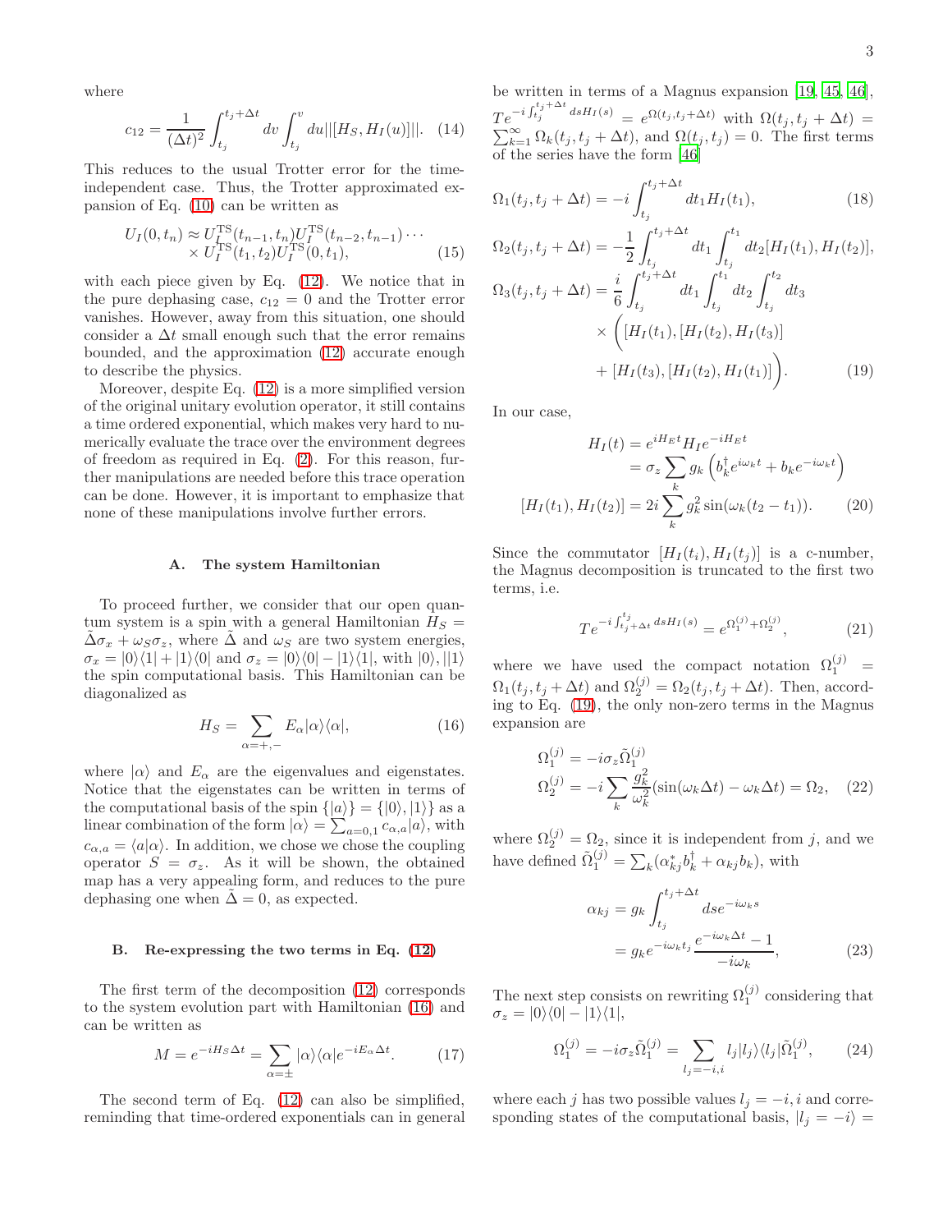where

$$c_{12} = \frac{1}{(\Delta t)^2}\int_{t_j}^{t_j+\Delta t} dv \int_{t_j}^{v} du ||[H_S, H_I(u)]||. \quad (14)$$

This reduces to the usual Trotter error for the time-independent case. Thus, the Trotter approximated expansion of Eq. (10) can be written as

$$U_I(0,t_n) \approx U_I^{\rm TS}(t_{n-1},t_n)U_I^{\rm TS}(t_{n-2},t_{n-1})\cdots \times U_I^{\rm TS}(t_1,t_2)U_I^{\rm TS}(0,t_1), \quad (15)$$

with each piece given by Eq. (12). We notice that in the pure dephasing case, $c_{12}=0$ and the Trotter error vanishes. However, away from this situation, one should consider a $\Delta t$ small enough such that the error remains bounded, and the approximation (12) accurate enough to describe the physics.

Moreover, despite Eq. (12) is a more simplified version of the original unitary evolution operator, it still contains a time ordered exponential, which makes very hard to numerically evaluate the trace over the environment degrees of freedom as required in Eq. (2). For this reason, further manipulations are needed before this trace operation can be done. However, it is important to emphasize that none of these manipulations involve further errors.

### A. The system Hamiltonian

To proceed further, we consider that our open quantum system is a spin with a general Hamiltonian $H_S = \tilde{\Delta}\sigma_x + \omega_S\sigma_z$, where $\tilde{\Delta}$ and $\omega_S$ are two system energies, $\sigma_x = |0\rangle\langle 1| + |1\rangle\langle 0|$ and $\sigma_z = |0\rangle\langle 0| - |1\rangle\langle 1|$, with $|0\rangle, ||1\rangle$ the spin computational basis. This Hamiltonian can be diagonalized as

$$H_S = \sum_{\alpha=+,-} E_\alpha |\alpha\rangle\langle\alpha|, \quad (16)$$

where $|\alpha\rangle$ and $E_\alpha$ are the eigenvalues and eigenstates. Notice that the eigenstates can be written in terms of the computational basis of the spin $\{|a\rangle\} = \{|0\rangle, |1\rangle\}$ as a linear combination of the form $|\alpha\rangle = \sum_{a=0,1} c_{\alpha,a}|a\rangle$, with $c_{\alpha,a} = \langle a|\alpha\rangle$. In addition, we chose we chose the coupling operator $S=\sigma_z$. As it will be shown, the obtained map has a very appealing form, and reduces to the pure dephasing one when $\tilde{\Delta}=0$, as expected.

### B. Re-expressing the two terms in Eq. (12)

The first term of the decomposition (12) corresponds to the system evolution part with Hamiltonian (16) and can be written as

$$M = e^{-iH_S\Delta t} = \sum_{\alpha=\pm} |\alpha\rangle\langle\alpha| e^{-iE_\alpha\Delta t}. \quad (17)$$

The second term of Eq. (12) can also be simplified, reminding that time-ordered exponentials can in general be written in terms of a Magnus expansion [19, 45, 46], $Te^{-i\int_{t_j}^{t_j+\Delta t} dsH_I(s)} = e^{\Omega(t_j,t_j+\Delta t)}$ with $\Omega(t_j,t_j+\Delta t) = \sum_{k=1}^{\infty}\Omega_k(t_j,t_j+\Delta t)$, and $\Omega(t_j,t_j)=0$. The first terms of the series have the form [46]

$$\Omega_1(t_j,t_j+\Delta t) = -i\int_{t_j}^{t_j+\Delta t} dt_1 H_I(t_1), \quad (18)$$

$$\begin{aligned}
\Omega_2(t_j,t_j+\Delta t) &= -\frac{1}{2}\int_{t_j}^{t_j+\Delta t} dt_1 \int_{t_j}^{t_1} dt_2 [H_I(t_1), H_I(t_2)],\\
\Omega_3(t_j,t_j+\Delta t) &= \frac{i}{6}\int_{t_j}^{t_j+\Delta t} dt_1 \int_{t_j}^{t_1} dt_2 \int_{t_j}^{t_2} dt_3 \\
&\times \Big([H_I(t_1),[H_I(t_2),H_I(t_3)] \\
&+ [H_I(t_3),[H_I(t_2),H_I(t_1)]\Big). \quad (19)
\end{aligned}$$

In our case,

$$\begin{aligned}
H_I(t) &= e^{iH_E t}H_I e^{-iH_E t} \\
&= \sigma_z \sum_k g_k\left(b_k^\dagger e^{i\omega_k t} + b_k e^{-i\omega_k t}\right) \\
[H_I(t_1), H_I(t_2)] &= 2i\sum_k g_k^2 \sin(\omega_k(t_2-t_1)). \quad (20)
\end{aligned}$$

Since the commutator $[H_I(t_i), H_I(t_j)]$ is a c-number, the Magnus decomposition is truncated to the first two terms, i.e.

$$Te^{-i\int_{t_j+\Delta t}^{t_j} dsH_I(s)} = e^{\Omega_1^{(j)}+\Omega_2^{(j)}}, \quad (21)$$

where we have used the compact notation $\Omega_1^{(j)} = \Omega_1(t_j,t_j+\Delta t)$ and $\Omega_2^{(j)} = \Omega_2(t_j,t_j+\Delta t)$. Then, according to Eq. (19), the only non-zero terms in the Magnus expansion are

$$\begin{aligned}
\Omega_1^{(j)} &= -i\sigma_z\tilde{\Omega}_1^{(j)} \\
\Omega_2^{(j)} &= -i\sum_k \frac{g_k^2}{\omega_k^2}(\sin(\omega_k\Delta t) - \omega_k\Delta t) = \Omega_2, \quad (22)
\end{aligned}$$

where $\Omega_2^{(j)} = \Omega_2$, since it is independent from $j$, and we have defined $\tilde{\Omega}_1^{(j)} = \sum_k(\alpha_{kj}^* b_k^\dagger + \alpha_{kj}b_k)$, with

$$\begin{aligned}
\alpha_{kj} &= g_k\int_{t_j}^{t_j+\Delta t} ds e^{-i\omega_k s} \\
&= g_k e^{-i\omega_k t_j}\frac{e^{-i\omega_k\Delta t}-1}{-i\omega_k}, \quad (23)
\end{aligned}$$

The next step consists on rewriting $\Omega_1^{(j)}$ considering that $\sigma_z = |0\rangle\langle 0| - |1\rangle\langle 1|$,

$$\Omega_1^{(j)} = -i\sigma_z\tilde{\Omega}_1^{(j)} = \sum_{l_j=-i,i} l_j|l_j\rangle\langle l_j|\tilde{\Omega}_1^{(j)}, \quad (24)$$

where each $j$ has two possible values $l_j = -i, i$ and corresponding states of the computational basis, $|l_j = -i\rangle =$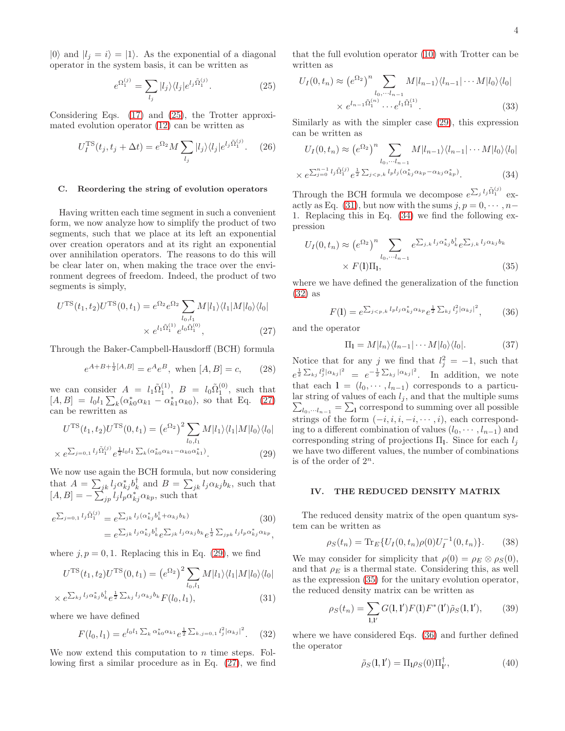$|0\rangle$ and $|l_j = i\rangle = |1\rangle$. As the exponential of a diagonal operator in the system basis, it can be written as

$$e^{\Omega_1^{(j)}} = \sum_{l_j} |l_j\rangle\langle l_j| e^{l_j \tilde{\Omega}_1^{(j)}}. \tag{25}$$

Considering Eqs. (17) and (25), the Trotter approximated evolution operator (12) can be written as

$$U_I^{\rm TS}(t_j, t_j + \Delta t) = e^{\Omega_2} M \sum_{l_j} |l_j\rangle\langle l_j| e^{l_j \tilde{\Omega}_1^{(j)}}. \tag{26}$$

### C. Reordering the string of evolution operators

Having written each time segment in such a convenient form, we now analyze how to simplify the product of two segments, such that we place at its left an exponential over creation operators and at its right an exponential over annihilation operators. The reasons to do this will be clear later on, when making the trace over the environment degrees of freedom. Indeed, the product of two segments is simply,

$$U^{\rm TS}(t_1, t_2) U^{\rm TS}(0, t_1) = e^{\Omega_2} e^{\Omega_2} \sum_{l_0, l_1} M|l_1\rangle\langle l_1| M |l_0\rangle\langle l_0| \times e^{l_1 \tilde{\Omega}_1^{(1)}} e^{l_0 \tilde{\Omega}_1^{(0)}}, \tag{27}$$

Through the Baker-Campbell-Hausdorff (BCH) formula

$$e^{A + B + \frac{1}{2}[A,B]} = e^A e^B, \text{ when } [A, B] = c, \tag{28}$$

we can consider $A = l_1 \tilde{\Omega}_1^{(1)}$, $B = l_0 \tilde{\Omega}_1^{(0)}$, such that $[A, B] = l_0 l_1 \sum_k (\alpha_{k0}^* \alpha_{k1} - \alpha_{k1}^* \alpha_{k0})$, so that Eq. (27) can be rewritten as

$$U^{\rm TS}(t_1, t_2) U^{\rm TS}(0, t_1) = \left(e^{\Omega_2}\right)^2 \sum_{l_0, l_1} M|l_1\rangle\langle l_1| M|l_0\rangle\langle l_0| \times e^{\sum_{j=0,1} l_j \tilde{\Omega}_1^{(j)}} e^{\frac{1}{2} l_0 l_1 \sum_k (\alpha_{k0}^* \alpha_{k1} - \alpha_{k0} \alpha_{k1}^*)}. \tag{29}$$

We now use again the BCH formula, but now considering that $A = \sum_{jk} l_j \alpha_{kj}^* b_k^\dagger$ and $B = \sum_{jk} l_j \alpha_{kj} b_k$, such that $[A, B] = -\sum_{jp} l_j l_p \alpha_{kj}^* \alpha_{kp}$, such that

$$\begin{aligned} e^{\sum_{j=0,1} l_j \tilde{\Omega}_1^{(j)}} &= e^{\sum_{jk} l_j (\alpha_{kj}^* b_k^\dagger + \alpha_{kj} b_k)} \\ &= e^{\sum_{jk} l_j \alpha_{kj}^* b_k^\dagger} e^{\sum_{jk} l_j \alpha_{kj} b_k} e^{\frac{1}{2} \sum_{jpk} l_j l_p \alpha_{kj}^* \alpha_{kp}}, \end{aligned} \tag{30}$$

where $j, p = 0, 1$. Replacing this in Eq. (29), we find

$$U^{\rm TS}(t_1, t_2) U^{\rm TS}(0, t_1) = \left(e^{\Omega_2}\right)^2 \sum_{l_0, l_1} M|l_1\rangle\langle l_1| M|l_0\rangle\langle l_0| \times e^{\sum_{kj} l_j \alpha_{kj}^* b_k^\dagger} e^{\frac{1}{2} \sum_{kj} l_j \alpha_{kj} b_k} F(l_0, l_1), \tag{31}$$

where we have defined

$$F(l_0, l_1) = e^{l_0 l_1 \sum_k \alpha_{k0}^* \alpha_{k1}} e^{\frac{1}{2} \sum_{k, j=0,1} l_j^2 |\alpha_{kj}|^2}. \tag{32}$$

We now extend this computation to $n$ time steps. Following first a similar procedure as in Eq. (27), we find that the full evolution operator (10) with Trotter can be written as

$$U_I(0, t_n) \approx \left(e^{\Omega_2}\right)^n \sum_{l_0, \cdots l_{n-1}} M|l_{n-1}\rangle\langle l_{n-1}| \cdots M|l_0\rangle\langle l_0| \times e^{l_{n-1} \tilde{\Omega}_1^{(n)}} \cdots e^{l_1 \tilde{\Omega}_1^{(1)}}. \tag{33}$$

Similarly as with the simpler case (29), this expression can be written as

$$U_I(0, t_n) \approx \left(e^{\Omega_2}\right)^n \sum_{l_0, \cdots l_{n-1}} M|l_{n-1}\rangle\langle l_{n-1}| \cdots M|l_0\rangle\langle l_0| \times e^{\sum_{j=0}^{n-1} l_j \tilde{\Omega}_1^{(j)}} e^{\frac{1}{2} \sum_{j<p,k} l_p l_j (\alpha_{kj}^* \alpha_{kp} - \alpha_{kj} \alpha_{kp}^*)}. \tag{34}$$

Through the BCH formula we decompose $e^{\sum_j l_j \tilde{\Omega}_1^{(j)}}$ exactly as Eq. (31), but now with the sums $j, p = 0, \cdots, n-1$. Replacing this in Eq. (34) we find the following expression

$$U_I(0, t_n) \approx \left(e^{\Omega_2}\right)^n \sum_{l_0, \cdots l_{n-1}} e^{\sum_{j,k} l_j \alpha_{kj}^* b_k^\dagger} e^{\sum_{j,k} l_j \alpha_{kj} b_k} \times F(\mathbf{l}) \Pi_{\mathbf{l}}, \tag{35}$$

where we have defined the generalization of the function (32) as

$$F(\mathbf{l}) = e^{\sum_{j<p,k} l_p l_j \alpha_{kj}^* \alpha_{kp}} e^{\frac{1}{2} \sum_{kj} l_j^2 |\alpha_{kj}|^2}, \tag{36}$$

and the operator

$$\Pi_{\mathbf{l}} = M|l_n\rangle\langle l_{n-1}| \cdots M|l_0\rangle\langle l_0|. \tag{37}$$

Notice that for any $j$ we find that $l_j^2 = -1$, such that $e^{\frac{1}{2} \sum_{kj} l_j^2 |\alpha_{kj}|^2} = e^{-\frac{1}{2} \sum_{kj} |\alpha_{kj}|^2}$. In addition, we note that each $\mathbf{l} = (l_0, \cdots, l_{n-1})$ corresponds to a particular string of values of each $l_j$, and that the multiple sums $\sum_{l_0, \cdots l_{n-1}} = \sum_{\mathbf{l}}$ correspond to summing over all possible strings of the form $(-i, i, i, -i, \cdots, i)$, each corresponding to a different combination of values $(l_0, \cdots, l_{n-1})$ and corresponding string of projections $\Pi_{\mathbf{l}}$. Since for each $l_j$ we have two different values, the number of combinations is of the order of $2^n$.

## IV. THE REDUCED DENSITY MATRIX

The reduced density matrix of the open quantum system can be written as

$$\rho_S(t_n) = {\rm Tr}_E\{U_I(0, t_n) \rho(0) U_I^{-1}(0, t_n)\}. \tag{38}$$

We may consider for simplicity that $\rho(0) = \rho_E \otimes \rho_S(0)$, and that $\rho_E$ is a thermal state. Considering this, as well as the expression (35) for the unitary evolution operator, the reduced density matrix can be written as

$$\rho_S(t_n) = \sum_{\mathbf{l}, \mathbf{l}'} G(\mathbf{l}, \mathbf{l}') F(\mathbf{l}) F^*(\mathbf{l}') \tilde{\rho}_S(\mathbf{l}, \mathbf{l}'), \tag{39}$$

where we have considered Eqs. (36) and further defined the operator

$$\tilde{\rho}_S(\mathbf{l}, \mathbf{l}') = \Pi_{\mathbf{l}} \rho_S(0) \Pi_{\mathbf{l}'}^\dagger, \tag{40}$$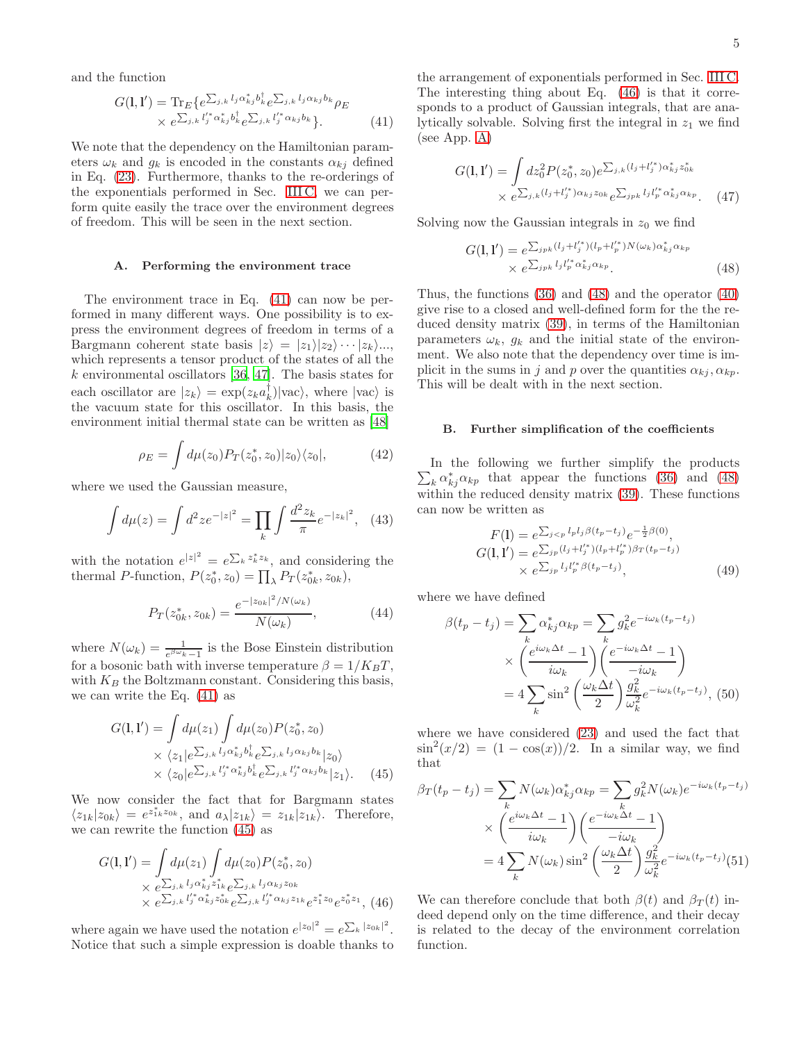and the function

$$G(\mathbf{l},\mathbf{l}') = \mathrm{Tr}_E\{e^{\sum_{j,k} l_j \alpha^*_{kj} b^\dagger_k} e^{\sum_{j,k} l_j \alpha_{kj} b_k} \rho_E \times e^{\sum_{j,k} l'^*_j \alpha^*_{kj} b^\dagger_k} e^{\sum_{j,k} l'^*_j \alpha_{kj} b_k}\}. \quad (41)$$

We note that the dependency on the Hamiltonian parameters $\omega_k$ and $g_k$ is encoded in the constants $\alpha_{kj}$ defined in Eq. (23). Furthermore, thanks to the re-orderings of the exponentials performed in Sec. III C, we can perform quite easily the trace over the environment degrees of freedom. This will be seen in the next section.

### A. Performing the environment trace

The environment trace in Eq. (41) can now be performed in many different ways. One possibility is to express the environment degrees of freedom in terms of a Bargmann coherent state basis $|z\rangle = |z_1\rangle|z_2\rangle\cdots|z_k\rangle$..., which represents a tensor product of the states of all the $k$ environmental oscillators [36, 47]. The basis states for each oscillator are $|z_k\rangle = \exp(z_k a^\dagger_k)|\text{vac}\rangle$, where $|\text{vac}\rangle$ is the vacuum state for this oscillator. In this basis, the environment initial thermal state can be written as [48]

$$\rho_E = \int d\mu(z_0) P_T(z^*_0, z_0)|z_0\rangle\langle z_0|, \quad (42)$$

where we used the Gaussian measure,

$$\int d\mu(z) = \int d^2 z e^{-|z|^2} = \prod_k \int \frac{d^2 z_k}{\pi} e^{-|z_k|^2}, \quad (43)$$

with the notation $e^{|z|^2} = e^{\sum_k z^*_k z_k}$, and considering the thermal $P$-function, $P(z^*_0, z_0) = \prod_\lambda P_T(z^*_{0k}, z_{0k})$,

$$P_T(z^*_{0k}, z_{0k}) = \frac{e^{-|z_{0k}|^2/N(\omega_k)}}{N(\omega_k)}, \quad (44)$$

where $N(\omega_k) = \frac{1}{e^{\beta\omega_k - 1}}$ is the Bose Einstein distribution for a bosonic bath with inverse temperature $\beta = 1/K_B T$, with $K_B$ the Boltzmann constant. Considering this basis, we can write the Eq. (41) as

$$G(\mathbf{l},\mathbf{l}') = \int d\mu(z_1) \int d\mu(z_0) P(z^*_0, z_0) \times \langle z_1| e^{\sum_{j,k} l_j \alpha^*_{kj} b^\dagger_k} e^{\sum_{j,k} l_j \alpha_{kj} b_k} |z_0\rangle \times \langle z_0| e^{\sum_{j,k} l'^*_j \alpha^*_{kj} b^\dagger_k} e^{\sum_{j,k} l'^*_j \alpha_{kj} b_k} |z_1\rangle. \quad (45)$$

We now consider the fact that for Bargmann states $\langle z_{1k}|z_{0k}\rangle = e^{z^*_{1k} z_{0k}}$, and $a_\lambda|z_{1k}\rangle = z_{1k}|z_{1k}\rangle$. Therefore, we can rewrite the function (45) as

$$G(\mathbf{l},\mathbf{l}') = \int d\mu(z_1) \int d\mu(z_0) P(z^*_0, z_0) \times e^{\sum_{j,k} l_j \alpha^*_{kj} z^*_{1k}} e^{\sum_{j,k} l_j \alpha_{kj} z_{0k}} \times e^{\sum_{j,k} l'^*_j \alpha^*_{kj} z^*_{0k}} e^{\sum_{j,k} l'^*_j \alpha_{kj} z_{1k}} e^{z^*_1 z_0} e^{z^*_0 z_1}, \quad (46)$$

where again we have used the notation $e^{|z_0|^2} = e^{\sum_k |z_{0k}|^2}$. Notice that such a simple expression is doable thanks to the arrangement of exponentials performed in Sec. III C. The interesting thing about Eq. (46) is that it corresponds to a product of Gaussian integrals, that are analytically solvable. Solving first the integral in $z_1$ we find (see App. A)

$$G(\mathbf{l},\mathbf{l}') = \int dz^2_0 P(z^*_0, z_0) e^{\sum_{j,k}(l_j + l'^*_j)\alpha^*_{kj} z^*_{0k}} \times e^{\sum_{j,k}(l_j + l'^*_j)\alpha_{kj} z_{0k}} e^{\sum_{jpk} l_j l'^*_p \alpha^*_{kj} \alpha_{kp}}. \quad (47)$$

Solving now the Gaussian integrals in $z_0$ we find

$$G(\mathbf{l},\mathbf{l}') = e^{\sum_{jpk}(l_j + l'^*_j)(l_p + l'^*_p) N(\omega_k) \alpha^*_{kj} \alpha_{kp}} \times e^{\sum_{jpk} l_j l'^*_p \alpha^*_{kj} \alpha_{kp}}. \quad (48)$$

Thus, the functions (36) and (48) and the operator (40) give rise to a closed and well-defined form for the the reduced density matrix (39), in terms of the Hamiltonian parameters $\omega_k$, $g_k$ and the initial state of the environment. We also note that the dependency over time is implicit in the sums in $j$ and $p$ over the quantities $\alpha_{kj}, \alpha_{kp}$. This will be dealt with in the next section.

### B. Further simplification of the coefficients

In the following we further simplify the products $\sum_k \alpha^*_{kj}\alpha_{kp}$ that appear the functions (36) and (48) within the reduced density matrix (39). These functions can now be written as

$$F(\mathbf{l}) = e^{\sum_{j<p} l_p l_j \beta(t_p - t_j)} e^{-\frac{1}{2}\beta(0)},$$
$$G(\mathbf{l},\mathbf{l}') = e^{\sum_{jp}(l_j + l'^*_j)(l_p + l'^*_p)\beta_T(t_p - t_j)} \times e^{\sum_{jp} l_j l'^*_p \beta(t_p - t_j)}, \quad (49)$$

where we have defined

$$\beta(t_p - t_j) = \sum_k \alpha^*_{kj}\alpha_{kp} = \sum_k g^2_k e^{-i\omega_k(t_p - t_j)} \times \left(\frac{e^{i\omega_k \Delta t} - 1}{i\omega_k}\right)\left(\frac{e^{-i\omega_k \Delta t} - 1}{-i\omega_k}\right) = 4\sum_k \sin^2\left(\frac{\omega_k \Delta t}{2}\right)\frac{g^2_k}{\omega^2_k} e^{-i\omega_k(t_p - t_j)}, \quad (50)$$

where we have considered (23) and used the fact that $\sin^2(x/2) = (1 - \cos(x))/2$. In a similar way, we find that

$$\beta_T(t_p - t_j) = \sum_k N(\omega_k)\alpha^*_{kj}\alpha_{kp} = \sum_k g^2_k N(\omega_k) e^{-i\omega_k(t_p - t_j)} \times \left(\frac{e^{i\omega_k \Delta t} - 1}{i\omega_k}\right)\left(\frac{e^{-i\omega_k \Delta t} - 1}{-i\omega_k}\right) = 4\sum_k N(\omega_k)\sin^2\left(\frac{\omega_k \Delta t}{2}\right)\frac{g^2_k}{\omega^2_k} e^{-i\omega_k(t_p - t_j)} \quad (51)$$

We can therefore conclude that both $\beta(t)$ and $\beta_T(t)$ indeed depend only on the time difference, and their decay is related to the decay of the environment correlation function.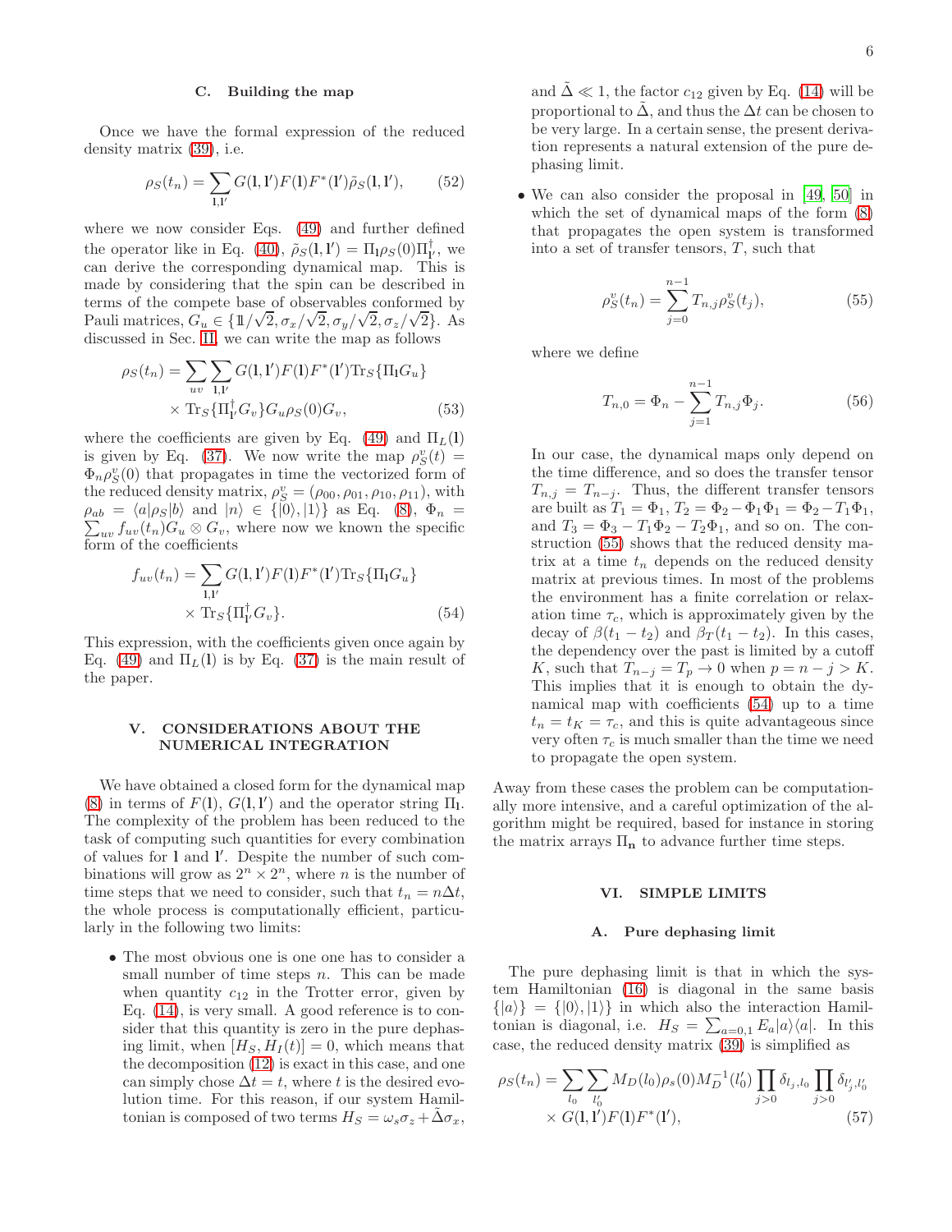### C. Building the map

Once we have the formal expression of the reduced density matrix (39), i.e.

$$\rho_S(t_n) = \sum_{\mathbf{l},\mathbf{l}'} G(\mathbf{l},\mathbf{l}')F(\mathbf{l})F^*(\mathbf{l}')\tilde{\rho}_S(\mathbf{l},\mathbf{l}'), \tag{52}$$

where we now consider Eqs. (49) and further defined the operator like in Eq. (40), $\tilde{\rho}_S(\mathbf{l},\mathbf{l}') = \Pi_{\mathbf{l}}\rho_S(0)\Pi^\dagger_{\mathbf{l}'}$, we can derive the corresponding dynamical map. This is made by considering that the spin can be described in terms of the compete base of observables conformed by Pauli matrices, $G_u \in \{\mathbb{1}/\sqrt{2}, \sigma_x/\sqrt{2}, \sigma_y/\sqrt{2}, \sigma_z/\sqrt{2}\}$. As discussed in Sec. II, we can write the map as follows

$$\begin{aligned}\rho_S(t_n) = \sum_{uv}\sum_{\mathbf{l},\mathbf{l}'} & G(\mathbf{l},\mathbf{l}')F(\mathbf{l})F^*(\mathbf{l}')\mathrm{Tr}_S\{\Pi_{\mathbf{l}}G_u\} \\ & \times \mathrm{Tr}_S\{\Pi^\dagger_{\mathbf{l}'}G_v\}G_u\rho_S(0)G_v,\end{aligned} \tag{53}$$

where the coefficients are given by Eq. (49) and $\Pi_L(\mathbf{l})$ is given by Eq. (37). We now write the map $\rho_S^v(t) = \Phi_n\rho_S^v(0)$ that propagates in time the vectorized form of the reduced density matrix, $\rho_S^v = (\rho_{00}, \rho_{01}, \rho_{10}, \rho_{11})$, with $\rho_{ab} = \langle a|\rho_S|b\rangle$ and $|n\rangle \in \{|0\rangle, |1\rangle\}$ as Eq. (8), $\Phi_n = \sum_{uv} f_{uv}(t_n)G_u\otimes G_v$, where now we known the specific form of the coefficients

$$\begin{aligned}f_{uv}(t_n) = \sum_{\mathbf{l},\mathbf{l}'} & G(\mathbf{l},\mathbf{l}')F(\mathbf{l})F^*(\mathbf{l}')\mathrm{Tr}_S\{\Pi_{\mathbf{l}}G_u\} \\ & \times \mathrm{Tr}_S\{\Pi^\dagger_{\mathbf{l}'}G_v\}.\end{aligned} \tag{54}$$

This expression, with the coefficients given once again by Eq. (49) and $\Pi_L(\mathbf{l})$ is by Eq. (37) is the main result of the paper.

## V. CONSIDERATIONS ABOUT THE NUMERICAL INTEGRATION

We have obtained a closed form for the dynamical map (8) in terms of $F(\mathbf{l})$, $G(\mathbf{l},\mathbf{l}')$ and the operator string $\Pi_{\mathbf{l}}$. The complexity of the problem has been reduced to the task of computing such quantities for every combination of values for $\mathbf{l}$ and $\mathbf{l}'$. Despite the number of such combinations will grow as $2^n \times 2^n$, where $n$ is the number of time steps that we need to consider, such that $t_n = n\Delta t$, the whole process is computationally efficient, particularly in the following two limits:

- The most obvious one is one one has to consider a small number of time steps $n$. This can be made when quantity $c_{12}$ in the Trotter error, given by Eq. (14), is very small. A good reference is to consider that this quantity is zero in the pure dephasing limit, when $[H_S, H_I(t)] = 0$, which means that the decomposition (12) is exact in this case, and one can simply chose $\Delta t = t$, where $t$ is the desired evolution time. For this reason, if our system Hamiltonian is composed of two terms $H_S = \omega_s\sigma_z + \tilde{\Delta}\sigma_x$, and $\tilde{\Delta} \ll 1$, the factor $c_{12}$ given by Eq. (14) will be proportional to $\tilde{\Delta}$, and thus the $\Delta t$ can be chosen to be very large. In a certain sense, the present derivation represents a natural extension of the pure dephasing limit.
- We can also consider the proposal in [49, 50] in which the set of dynamical maps of the form (8) that propagates the open system is transformed into a set of transfer tensors, $T$, such that

$$\rho_S^v(t_n) = \sum_{j=0}^{n-1} T_{n,j}\rho_S^v(t_j), \tag{55}$$

where we define

$$T_{n,0} = \Phi_n - \sum_{j=1}^{n-1} T_{n,j}\Phi_j. \tag{56}$$

In our case, the dynamical maps only depend on the time difference, and so does the transfer tensor $T_{n,j} = T_{n-j}$. Thus, the different transfer tensors are built as $T_1 = \Phi_1$, $T_2 = \Phi_2 - \Phi_1\Phi_1 = \Phi_2 - T_1\Phi_1$, and $T_3 = \Phi_3 - T_1\Phi_2 - T_2\Phi_1$, and so on. The construction (55) shows that the reduced density matrix at a time $t_n$ depends on the reduced density matrix at previous times. In most of the problems the environment has a finite correlation or relaxation time $\tau_c$, which is approximately given by the decay of $\beta(t_1 - t_2)$ and $\beta_T(t_1 - t_2)$. In this cases, the dependency over the past is limited by a cutoff $K$, such that $T_{n-j} = T_p \to 0$ when $p = n - j > K$. This implies that it is enough to obtain the dynamical map with coefficients (54) up to a time $t_n = t_K = \tau_c$, and this is quite advantageous since very often $\tau_c$ is much smaller than the time we need to propagate the open system.

Away from these cases the problem can be computationally more intensive, and a careful optimization of the algorithm might be required, based for instance in storing the matrix arrays $\Pi_{\mathbf{n}}$ to advance further time steps.

## VI. SIMPLE LIMITS

### A. Pure dephasing limit

The pure dephasing limit is that in which the system Hamiltonian (16) is diagonal in the same basis $\{|a\rangle\} = \{|0\rangle, |1\rangle\}$ in which also the interaction Hamiltonian is diagonal, i.e. $H_S = \sum_{a=0,1} E_a|a\rangle\langle a|$. In this case, the reduced density matrix (39) is simplified as

$$\begin{aligned}\rho_S(t_n) = \sum_{l_0}\sum_{l'_0} & M_D(l_0)\rho_s(0)M_D^{-1}(l'_0)\prod_{j>0}\delta_{l_j,l_0}\prod_{j>0}\delta_{l'_j,l'_0} \\ & \times G(\mathbf{l},\mathbf{l}')F(\mathbf{l})F^*(\mathbf{l}'),\end{aligned} \tag{57}$$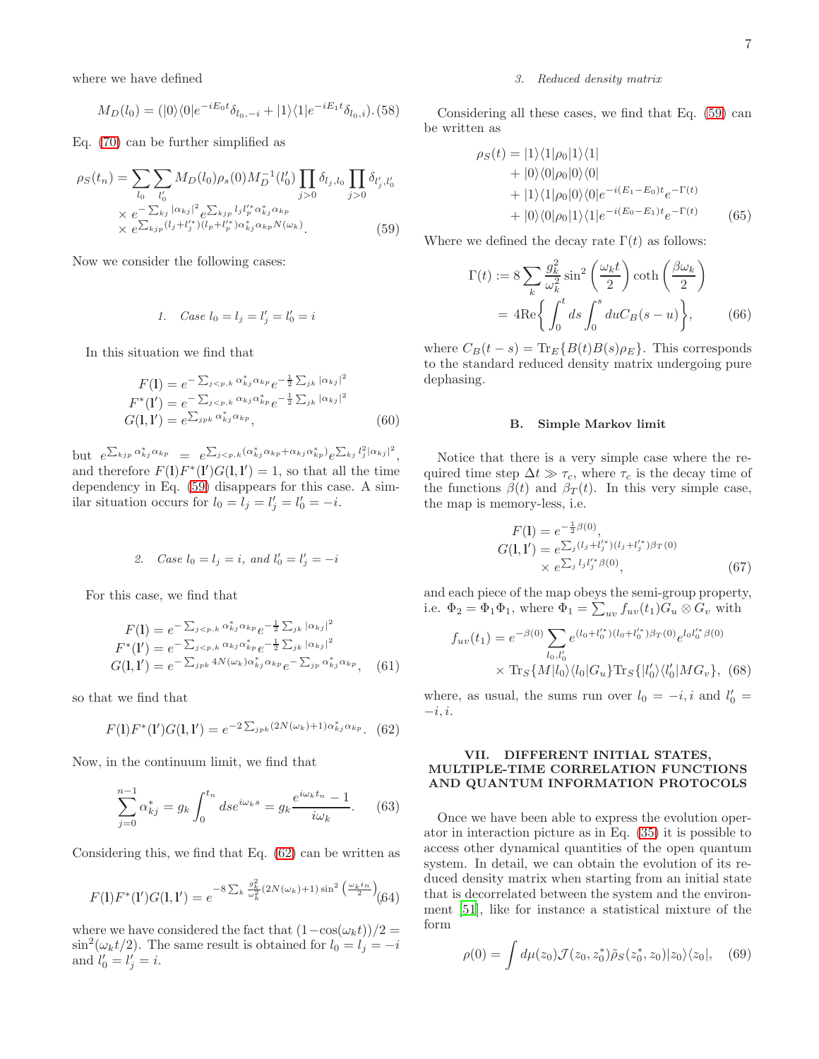where we have defined

$$M_D(l_0) = (|0\rangle\langle 0|e^{-iE_0 t}\delta_{l_0,-i} + |1\rangle\langle 1|e^{-iE_1 t}\delta_{l_0,i}). \quad (58)$$

Eq. (70) can be further simplified as

$$\begin{aligned}\rho_S(t_n) = &\sum_{l_0}\sum_{l'_0} M_D(l_0)\rho_s(0)M_D^{-1}(l'_0)\prod_{j>0}\delta_{l_j,l_0}\prod_{j>0}\delta_{l'_j,l'_0} \\ &\times e^{-\sum_{kj}|\alpha_{kj}|^2}e^{\sum_{kjp} l_j l'^*_p \alpha^*_{kj}\alpha_{kp}} \\ &\times e^{\sum_{kjp}(l_j+l'^*_j)(l_p+l'^*_p)\alpha^*_{kj}\alpha_{kp}N(\omega_k)}. \end{aligned} \quad (59)$$

Now we consider the following cases:

#### 1. Case $l_0 = l_j = l'_j = l'_0 = i$

In this situation we find that

$$\begin{aligned} F(\mathbf{l}) &= e^{-\sum_{j<p,k}\alpha^*_{kj}\alpha_{kp}}e^{-\frac{1}{2}\sum_{jk}|\alpha_{kj}|^2} \\ F^*(\mathbf{l}') &= e^{-\sum_{j<p,k}\alpha_{kj}\alpha^*_{kp}}e^{-\frac{1}{2}\sum_{jk}|\alpha_{kj}|^2} \\ G(\mathbf{l},\mathbf{l}') &= e^{\sum_{jpk}\alpha^*_{kj}\alpha_{kp}}, \end{aligned} \quad (60)$$

but $e^{\sum_{kjp}\alpha^*_{kj}\alpha_{kp}} = e^{\sum_{j<p,k}(\alpha^*_{kj}\alpha_{kp}+\alpha_{kj}\alpha^*_{kp})}e^{\sum_{kj}l_j^2|\alpha_{kj}|^2}$, and therefore $F(\mathbf{l})F^*(\mathbf{l}')G(\mathbf{l},\mathbf{l}') = 1$, so that all the time dependency in Eq. (59) disappears for this case. A similar situation occurs for $l_0 = l_j = l'_j = l'_0 = -i$.

#### 2. Case $l_0 = l_j = i$, and $l'_0 = l'_j = -i$

For this case, we find that

$$\begin{aligned} F(\mathbf{l}) &= e^{-\sum_{j<p,k}\alpha^*_{kj}\alpha_{kp}}e^{-\frac{1}{2}\sum_{jk}|\alpha_{kj}|^2} \\ F^*(\mathbf{l}') &= e^{-\sum_{j<p,k}\alpha_{kj}\alpha^*_{kp}}e^{-\frac{1}{2}\sum_{jk}|\alpha_{kj}|^2} \\ G(\mathbf{l},\mathbf{l}') &= e^{-\sum_{jpk}4N(\omega_k)\alpha^*_{kj}\alpha_{kp}}e^{-\sum_{jp}\alpha^*_{kj}\alpha_{kp}}, \end{aligned} \quad (61)$$

so that we find that

$$F(\mathbf{l})F^*(\mathbf{l}')G(\mathbf{l},\mathbf{l}') = e^{-2\sum_{jpk}(2N(\omega_k)+1)\alpha^*_{kj}\alpha_{kp}}. \quad (62)$$

Now, in the continuum limit, we find that

$$\sum_{j=0}^{n-1}\alpha^*_{kj} = g_k\int_0^{t_n} ds e^{i\omega_k s} = g_k\frac{e^{i\omega_k t_n}-1}{i\omega_k}. \quad (63)$$

Considering this, we find that Eq. (62) can be written as

$$F(\mathbf{l})F^*(\mathbf{l}')G(\mathbf{l},\mathbf{l}') = e^{-8\sum_k \frac{g_k^2}{\omega_k^2}(2N(\omega_k)+1)\sin^2\left(\frac{\omega_k t_n}{2}\right)}, \quad (64)$$

where we have considered the fact that $(1-\cos(\omega_k t))/2 = \sin^2(\omega_k t/2)$. The same result is obtained for $l_0 = l_j = -i$ and $l'_0 = l'_j = i$.

#### 3. Reduced density matrix

Considering all these cases, we find that Eq. (59) can be written as

$$\begin{aligned}\rho_S(t) = &|1\rangle\langle 1|\rho_0|1\rangle\langle 1| \\ &+ |0\rangle\langle 0|\rho_0|0\rangle\langle 0| \\ &+ |1\rangle\langle 1|\rho_0|0\rangle\langle 0|e^{-i(E_1-E_0)t}e^{-\Gamma(t)} \\ &+ |0\rangle\langle 0|\rho_0|1\rangle\langle 1|e^{-i(E_0-E_1)t}e^{-\Gamma(t)} \end{aligned} \quad (65)$$

Where we defined the decay rate $\Gamma(t)$ as follows:

$$\begin{aligned}\Gamma(t) &:= 8\sum_k\frac{g_k^2}{\omega_k^2}\sin^2\left(\frac{\omega_k t}{2}\right)\coth\left(\frac{\beta\omega_k}{2}\right) \\ &= 4\mathrm{Re}\bigg\{\int_0^t ds\int_0^s du C_B(s-u)\bigg\}, \end{aligned} \quad (66)$$

where $C_B(t-s) = \mathrm{Tr}_E\{B(t)B(s)\rho_E\}$. This corresponds to the standard reduced density matrix undergoing pure dephasing.

### B. Simple Markov limit

Notice that there is a very simple case where the required time step $\Delta t \gg \tau_c$, where $\tau_c$ is the decay time of the functions $\beta(t)$ and $\beta_T(t)$. In this very simple case, the map is memory-less, i.e.

$$\begin{aligned} F(\mathbf{l}) &= e^{-\frac{1}{2}\beta(0)}, \\ G(\mathbf{l},\mathbf{l}') &= e^{\sum_j (l_j+l'^*_j)(l_j+l'^*_j)\beta_T(0)} \\ &\quad\times e^{\sum_j l_j l'^*_j\beta(0)}, \end{aligned} \quad (67)$$

and each piece of the map obeys the semi-group property, i.e. $\Phi_2 = \Phi_1\Phi_1$, where $\Phi_1 = \sum_{uv} f_{uv}(t_1)G_u\otimes G_v$ with

$$\begin{aligned} f_{uv}(t_1) = &e^{-\beta(0)}\sum_{l_0,l'_0} e^{(l_0+l'^*_0)(l_0+l'^*_0)\beta_T(0)}e^{l_0 l'^*_0\beta(0)} \\ &\times \mathrm{Tr}_S\{M|l_0\rangle\langle l_0|G_u\}\mathrm{Tr}_S\{|l'_0\rangle\langle l'_0|MG_v\}, \end{aligned} \quad (68)$$

where, as usual, the sums run over $l_0 = -i, i$ and $l'_0 = -i, i$.

## VII. DIFFERENT INITIAL STATES, MULTIPLE-TIME CORRELATION FUNCTIONS AND QUANTUM INFORMATION PROTOCOLS

Once we have been able to express the evolution operator in interaction picture as in Eq. (35) it is possible to access other dynamical quantities of the open quantum system. In detail, we can obtain the evolution of its reduced density matrix when starting from an initial state that is decorrelated between the system and the environment [51], like for instance a statistical mixture of the form

$$\rho(0) = \int d\mu(z_0)\mathcal{J}(z_0,z_0^*)\tilde{\rho}_S(z_0^*,z_0)|z_0\rangle\langle z_0|, \quad (69)$$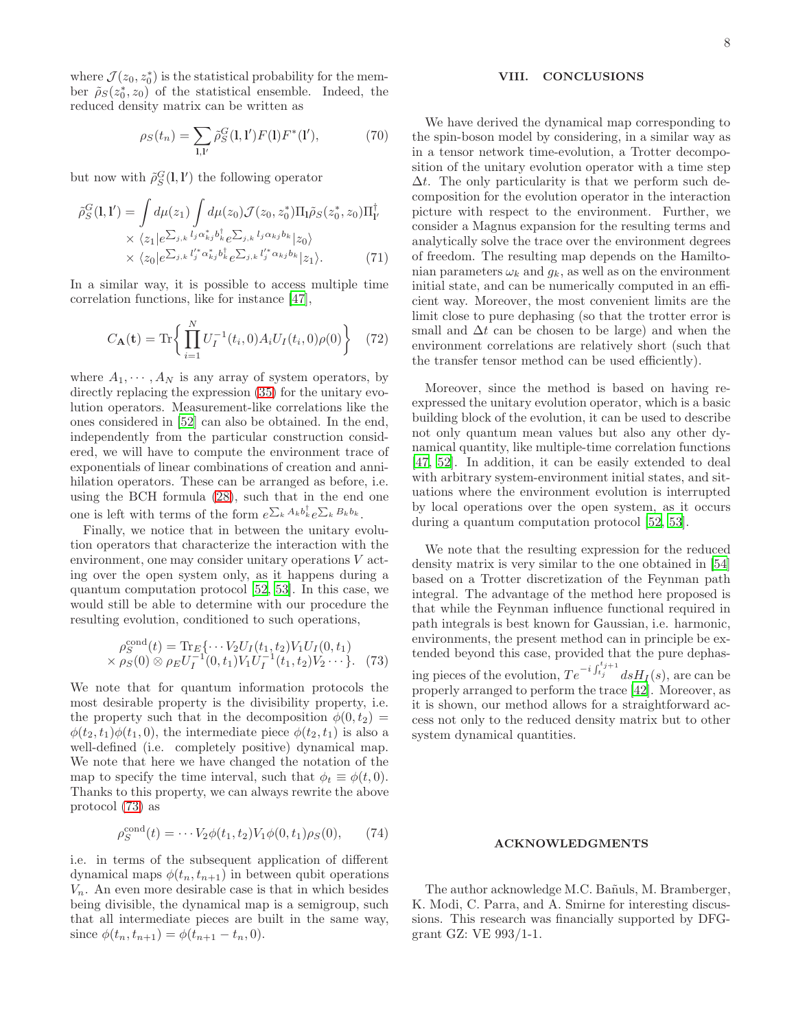where $\mathcal{J}(z_0, z_0^*)$ is the statistical probability for the member $\tilde{\rho}_S(z_0^*, z_0)$ of the statistical ensemble. Indeed, the reduced density matrix can be written as

$$\rho_S(t_n) = \sum_{\mathbf{l},\mathbf{l}'} \tilde{\rho}_S^G(\mathbf{l}, \mathbf{l}') F(\mathbf{l}) F^*(\mathbf{l}'), \tag{70}$$

but now with $\tilde{\rho}_S^G(\mathbf{l}, \mathbf{l}')$ the following operator

$$\begin{aligned}
\tilde{\rho}_S^G(\mathbf{l}, \mathbf{l}') &= \int d\mu(z_1) \int d\mu(z_0) \mathcal{J}(z_0, z_0^*) \Pi_{\mathbf{l}} \tilde{\rho}_S(z_0^*, z_0) \Pi_{\mathbf{l}'}^\dagger \\
&\times \langle z_1 | e^{\sum_{j,k} l_j \alpha_{kj}^* b_k^\dagger} e^{\sum_{j,k} l_j \alpha_{kj} b_k} | z_0 \rangle \\
&\times \langle z_0 | e^{\sum_{j,k} l_j'^* \alpha_{kj}^* b_k^\dagger} e^{\sum_{j,k} l_j'^* \alpha_{kj} b_k} | z_1 \rangle.
\end{aligned} \tag{71}$$

In a similar way, it is possible to access multiple time correlation functions, like for instance [47],

$$C_{\mathbf{A}}(\mathbf{t}) = \mathrm{Tr}\left\{ \prod_{i=1}^{N} U_I^{-1}(t_i, 0) A_i U_I(t_i, 0) \rho(0) \right\} \tag{72}$$

where $A_1, \cdots, A_N$ is any array of system operators, by directly replacing the expression (35) for the unitary evolution operators. Measurement-like correlations like the ones considered in [52] can also be obtained. In the end, independently from the particular construction considered, we will have to compute the environment trace of exponentials of linear combinations of creation and annihilation operators. These can be arranged as before, i.e. using the BCH formula (28), such that in the end one one is left with terms of the form $e^{\sum_k A_k b_k^\dagger} e^{\sum_k B_k b_k}$.

Finally, we notice that in between the unitary evolution operators that characterize the interaction with the environment, one may consider unitary operations $V$ acting over the open system only, as it happens during a quantum computation protocol [52, 53]. In this case, we would still be able to determine with our procedure the resulting evolution, conditioned to such operations,

$$\begin{aligned}
\rho_S^{\mathrm{cond}}(t) &= \mathrm{Tr}_E\{ \cdots V_2 U_I(t_1, t_2) V_1 U_I(0, t_1) \\
&\times \rho_S(0) \otimes \rho_E U_I^{-1}(0, t_1) V_1 U_I^{-1}(t_1, t_2) V_2 \cdots \}.
\end{aligned} \tag{73}$$

We note that for quantum information protocols the most desirable property is the divisibility property, i.e. the property such that in the decomposition $\phi(0, t_2) = \phi(t_2, t_1)\phi(t_1, 0)$, the intermediate piece $\phi(t_2, t_1)$ is also a well-defined (i.e. completely positive) dynamical map. We note that here we have changed the notation of the map to specify the time interval, such that $\phi_t \equiv \phi(t, 0)$. Thanks to this property, we can always rewrite the above protocol (73) as

$$\rho_S^{\mathrm{cond}}(t) = \cdots V_2 \phi(t_1, t_2) V_1 \phi(0, t_1) \rho_S(0), \tag{74}$$

i.e. in terms of the subsequent application of different dynamical maps $\phi(t_n, t_{n+1})$ in between qubit operations $V_n$. An even more desirable case is that in which besides being divisible, the dynamical map is a semigroup, such that all intermediate pieces are built in the same way, since $\phi(t_n, t_{n+1}) = \phi(t_{n+1} - t_n, 0)$.

## VIII. CONCLUSIONS

We have derived the dynamical map corresponding to the spin-boson model by considering, in a similar way as in a tensor network time-evolution, a Trotter decomposition of the unitary evolution operator with a time step $\Delta t$. The only particularity is that we perform such decomposition for the evolution operator in the interaction picture with respect to the environment. Further, we consider a Magnus expansion for the resulting terms and analytically solve the trace over the environment degrees of freedom. The resulting map depends on the Hamiltonian parameters $\omega_k$ and $g_k$, as well as on the environment initial state, and can be numerically computed in an efficient way. Moreover, the most convenient limits are the limit close to pure dephasing (so that the trotter error is small and $\Delta t$ can be chosen to be large) and when the environment correlations are relatively short (such that the transfer tensor method can be used efficiently).

Moreover, since the method is based on having re-expressed the unitary evolution operator, which is a basic building block of the evolution, it can be used to describe not only quantum mean values but also any other dynamical quantity, like multiple-time correlation functions [47, 52]. In addition, it can be easily extended to deal with arbitrary system-environment initial states, and situations where the environment evolution is interrupted by local operations over the open system, as it occurs during a quantum computation protocol [52, 53].

We note that the resulting expression for the reduced density matrix is very similar to the one obtained in [54] based on a Trotter discretization of the Feynman path integral. The advantage of the method here proposed is that while the Feynman influence functional required in path integrals is best known for Gaussian, i.e. harmonic, environments, the present method can in principle be extended beyond this case, provided that the pure dephasing pieces of the evolution, $Te^{-i\int_{t_j}^{t_{j+1}} ds H_I(s)}$, are can be properly arranged to perform the trace [42]. Moreover, as it is shown, our method allows for a straightforward access not only to the reduced density matrix but to other system dynamical quantities.

## ACKNOWLEDGMENTS

The author acknowledge M.C. Bañuls, M. Bramberger, K. Modi, C. Parra, and A. Smirne for interesting discussions. This research was financially supported by DFG-grant GZ: VE 993/1-1.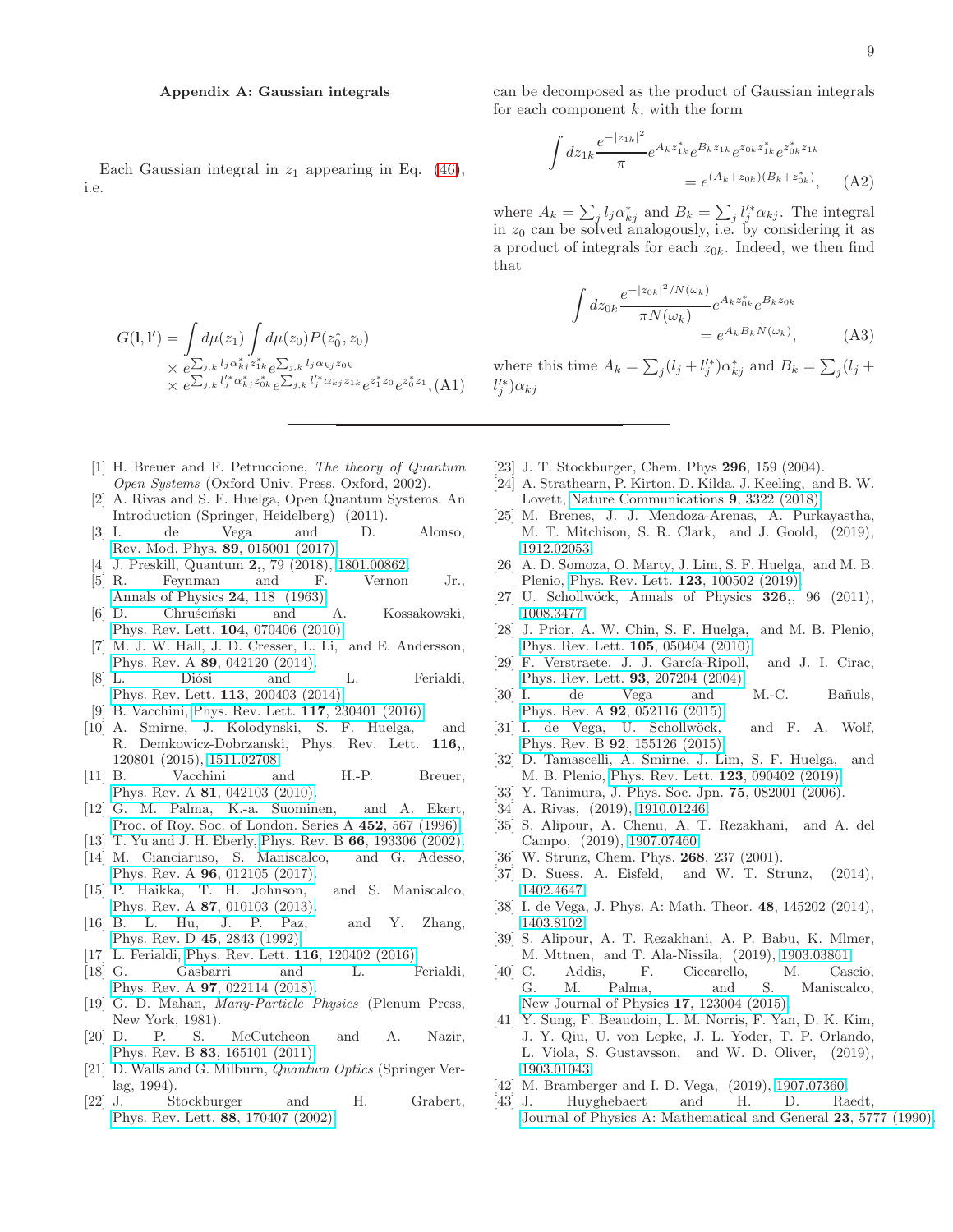## Appendix A: Gaussian integrals

Each Gaussian integral in $z_1$ appearing in Eq. (46), i.e.

$$
\begin{aligned}
G(\mathbf{l},\mathbf{l}') = &\int d\mu(z_1)\int d\mu(z_0)P(z_0^*,z_0) \\
&\times e^{\sum_{j,k} l_j\alpha_{kj}^* z_{1k}^*} e^{\sum_{j,k} l_j \alpha_{kj} z_{0k}} \\
&\times e^{\sum_{j,k} l_j'^* \alpha_{kj}^* z_{0k}^*} e^{\sum_{j,k} l_j'^* \alpha_{kj} z_{1k}} e^{z_1^* z_0} e^{z_0^* z_1}, \quad \text{(A1)}
\end{aligned}
$$

can be decomposed as the product of Gaussian integrals for each component $k$, with the form

$$
\begin{aligned}
\int dz_{1k}\frac{e^{-|z_{1k}|^2}}{\pi} e^{A_k z_{1k}^*} e^{B_k z_{1k}} e^{z_{0k} z_{1k}^*} e^{z_{0k}^* z_{1k}} \\
= e^{(A_k+z_{0k})(B_k+z_{0k}^*)}, \quad \text{(A2)}
\end{aligned}
$$

where $A_k=\sum_j l_j\alpha_{kj}^*$ and $B_k=\sum_j l_j'^*\alpha_{kj}$. The integral in $z_0$ can be solved analogously, i.e. by considering it as a product of integrals for each $z_{0k}$. Indeed, we then find that

$$
\begin{aligned}
\int dz_{0k}\frac{e^{-|z_{0k}|^2/N(\omega_k)}}{\pi N(\omega_k)} e^{A_k z_{0k}^*} e^{B_k z_{0k}} \\
= e^{A_k B_k N(\omega_k)}, \quad \text{(A3)}
\end{aligned}
$$

where this time $A_k=\sum_j(l_j+l_j'^*)\alpha_{kj}^*$ and $B_k=\sum_j(l_j+l_j'^*)\alpha_{kj}$

---

[1] H. Breuer and F. Petruccione, *The theory of Quantum Open Systems* (Oxford Univ. Press, Oxford, 2002).
[2] A. Rivas and S. F. Huelga, Open Quantum Systems. An Introduction (Springer, Heidelberg) (2011).
[3] I. de Vega and D. Alonso, Rev. Mod. Phys. **89**, 015001 (2017).
[4] J. Preskill, Quantum **2,**, 79 (2018), 1801.00862.
[5] R. Feynman and F. Vernon Jr., Annals of Physics **24**, 118 (1963).
[6] D. Chruściński and A. Kossakowski, Phys. Rev. Lett. **104**, 070406 (2010).
[7] M. J. W. Hall, J. D. Cresser, L. Li, and E. Andersson, Phys. Rev. A **89**, 042120 (2014).
[8] L. Diósi and L. Ferialdi, Phys. Rev. Lett. **113**, 200403 (2014).
[9] B. Vacchini, Phys. Rev. Lett. **117**, 230401 (2016).
[10] A. Smirne, J. Kolodynski, S. F. Huelga, and R. Demkowicz-Dobrzanski, Phys. Rev. Lett. **116,**, 120801 (2015), 1511.02708.
[11] B. Vacchini and H.-P. Breuer, Phys. Rev. A **81**, 042103 (2010).
[12] G. M. Palma, K.-a. Suominen, and A. Ekert, Proc. of Roy. Soc. of London. Series A **452**, 567 (1996).
[13] T. Yu and J. H. Eberly, Phys. Rev. B **66**, 193306 (2002).
[14] M. Cianciaruso, S. Maniscalco, and G. Adesso, Phys. Rev. A **96**, 012105 (2017).
[15] P. Haikka, T. H. Johnson, and S. Maniscalco, Phys. Rev. A **87**, 010103 (2013).
[16] B. L. Hu, J. P. Paz, and Y. Zhang, Phys. Rev. D **45**, 2843 (1992).
[17] L. Ferialdi, Phys. Rev. Lett. **116**, 120402 (2016).
[18] G. Gasbarri and L. Ferialdi, Phys. Rev. A **97**, 022114 (2018).
[19] G. D. Mahan, *Many-Particle Physics* (Plenum Press, New York, 1981).
[20] D. P. S. McCutcheon and A. Nazir, Phys. Rev. B **83**, 165101 (2011).
[21] D. Walls and G. Milburn, *Quantum Optics* (Springer Verlag, 1994).
[22] J. Stockburger and H. Grabert, Phys. Rev. Lett. **88**, 170407 (2002).
[23] J. T. Stockburger, Chem. Phys **296**, 159 (2004).
[24] A. Strathearn, P. Kirton, D. Kilda, J. Keeling, and B. W. Lovett, Nature Communications **9**, 3322 (2018).
[25] M. Brenes, J. J. Mendoza-Arenas, A. Purkayastha, M. T. Mitchison, S. R. Clark, and J. Goold, (2019), 1912.02053.
[26] A. D. Somoza, O. Marty, J. Lim, S. F. Huelga, and M. B. Plenio, Phys. Rev. Lett. **123**, 100502 (2019).
[27] U. Schollwöck, Annals of Physics **326,**, 96 (2011), 1008.3477.
[28] J. Prior, A. W. Chin, S. F. Huelga, and M. B. Plenio, Phys. Rev. Lett. **105**, 050404 (2010).
[29] F. Verstraete, J. J. García-Ripoll, and J. I. Cirac, Phys. Rev. Lett. **93**, 207204 (2004).
[30] I. de Vega and M.-C. Bañuls, Phys. Rev. A **92**, 052116 (2015).
[31] I. de Vega, U. Schollwöck, and F. A. Wolf, Phys. Rev. B **92**, 155126 (2015).
[32] D. Tamascelli, A. Smirne, J. Lim, S. F. Huelga, and M. B. Plenio, Phys. Rev. Lett. **123**, 090402 (2019).
[33] Y. Tanimura, J. Phys. Soc. Jpn. **75**, 082001 (2006).
[34] A. Rivas, (2019), 1910.01246.
[35] S. Alipour, A. Chenu, A. T. Rezakhani, and A. del Campo, (2019), 1907.07460.
[36] W. Strunz, Chem. Phys. **268**, 237 (2001).
[37] D. Suess, A. Eisfeld, and W. T. Strunz, (2014), 1402.4647.
[38] I. de Vega, J. Phys. A: Math. Theor. **48**, 145202 (2014), 1403.8102.
[39] S. Alipour, A. T. Rezakhani, A. P. Babu, K. Mlmer, M. Mttnen, and T. Ala-Nissila, (2019), 1903.03861.
[40] C. Addis, F. Ciccarello, M. Cascio, G. M. Palma, and S. Maniscalco, New Journal of Physics **17**, 123004 (2015).
[41] Y. Sung, F. Beaudoin, L. M. Norris, F. Yan, D. K. Kim, J. Y. Qiu, U. von Lepke, J. L. Yoder, T. P. Orlando, L. Viola, S. Gustavsson, and W. D. Oliver, (2019), 1903.01043.
[42] M. Bramberger and I. D. Vega, (2019), 1907.07360.
[43] J. Huyghebaert and H. D. Raedt, Journal of Physics A: Mathematical and General **23**, 5777 (1990).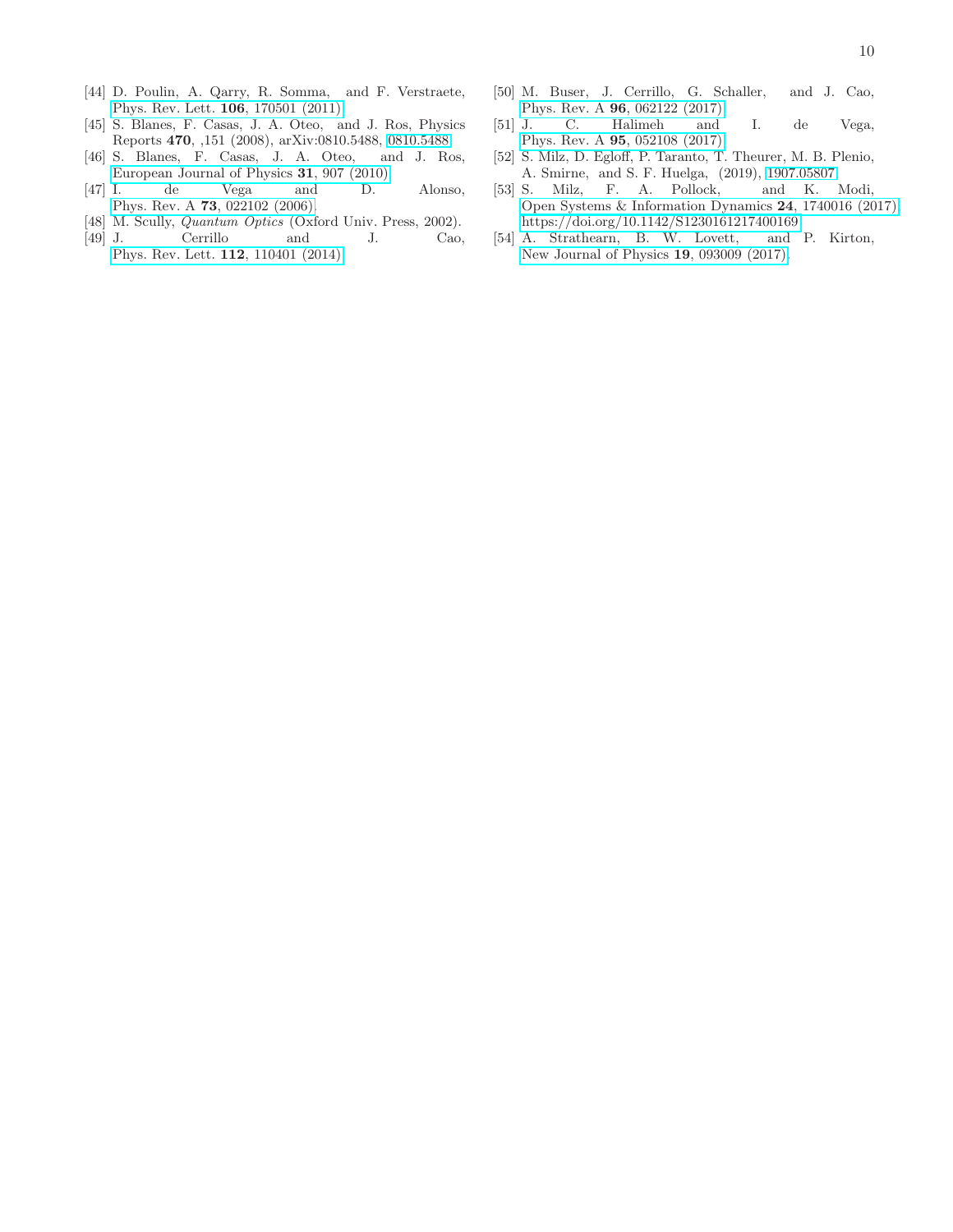[44] D. Poulin, A. Qarry, R. Somma, and F. Verstraete, Phys. Rev. Lett. **106**, 170501 (2011).

[45] S. Blanes, F. Casas, J. A. Oteo, and J. Ros, Physics Reports **470**, ,151 (2008), arXiv:0810.5488, 0810.5488.

[46] S. Blanes, F. Casas, J. A. Oteo, and J. Ros, European Journal of Physics **31**, 907 (2010).

[47] I. de Vega and D. Alonso, Phys. Rev. A **73**, 022102 (2006).

[48] M. Scully, *Quantum Optics* (Oxford Univ. Press, 2002).

[49] J. Cerrillo and J. Cao, Phys. Rev. Lett. **112**, 110401 (2014).

[50] M. Buser, J. Cerrillo, G. Schaller, and J. Cao, Phys. Rev. A **96**, 062122 (2017).

[51] J. C. Halimeh and I. de Vega, Phys. Rev. A **95**, 052108 (2017).

[52] S. Milz, D. Egloff, P. Taranto, T. Theurer, M. B. Plenio, A. Smirne, and S. F. Huelga, (2019), 1907.05807.

[53] S. Milz, F. A. Pollock, and K. Modi, Open Systems & Information Dynamics **24**, 1740016 (2017), https://doi.org/10.1142/S1230161217400169.

[54] A. Strathearn, B. W. Lovett, and P. Kirton, New Journal of Physics **19**, 093009 (2017).